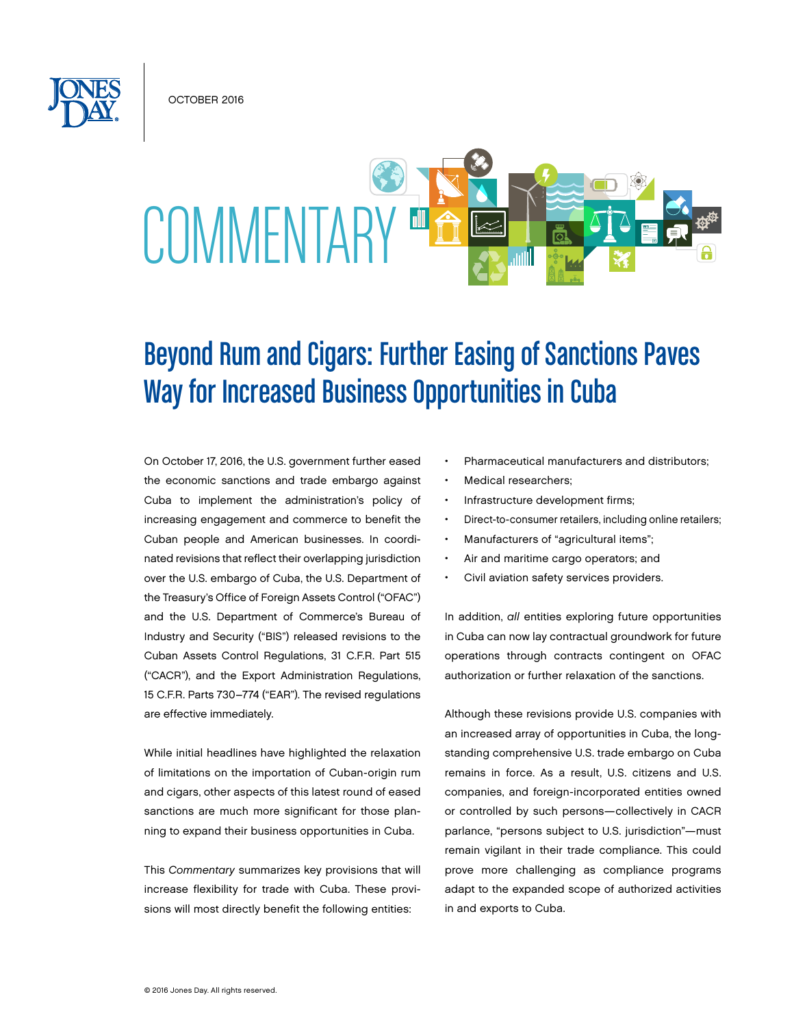OCTOBER 2016

# COMMENTARY

## Beyond Rum and Cigars: Further Easing of Sanctions Paves Way for Increased Business Opportunities in Cuba

On October 17, 2016, the U.S. government further eased the economic sanctions and trade embargo against Cuba to implement the administration's policy of increasing engagement and commerce to benefit the Cuban people and American businesses. In coordinated revisions that reflect their overlapping jurisdiction over the U.S. embargo of Cuba, the U.S. Department of the Treasury's Office of Foreign Assets Control ("OFAC") and the U.S. Department of Commerce's Bureau of Industry and Security ("BIS") released revisions to the Cuban Assets Control Regulations, 31 C.F.R. Part 515 ("CACR"), and the Export Administration Regulations, 15 C.F.R. Parts 730–774 ("EAR"). The revised regulations are effective immediately.

While initial headlines have highlighted the relaxation of limitations on the importation of Cuban-origin rum and cigars, other aspects of this latest round of eased sanctions are much more significant for those planning to expand their business opportunities in Cuba.

This *Commentary* summarizes key provisions that will increase flexibility for trade with Cuba. These provisions will most directly benefit the following entities:

- Pharmaceutical manufacturers and distributors;
- Medical researchers;
- Infrastructure development firms;
- Direct-to-consumer retailers, including online retailers;
- Manufacturers of "agricultural items";
- Air and maritime cargo operators; and
- Civil aviation safety services providers.

In addition, *all* entities exploring future opportunities in Cuba can now lay contractual groundwork for future operations through contracts contingent on OFAC authorization or further relaxation of the sanctions.

Although these revisions provide U.S. companies with an increased array of opportunities in Cuba, the long-standing comprehensive U.S. trade embargo on Cuba remains in force. As a result, U.S. citizens and U.S. companies, and foreign-incorporated entities owned or controlled by such persons—collectively in CACR parlance, "persons subject to U.S. jurisdiction"—must remain vigilant in their trade compliance. This could prove more challenging as compliance programs adapt to the expanded scope of authorized activities in and exports to Cuba.

© 2016 Jones Day. All rights reserved.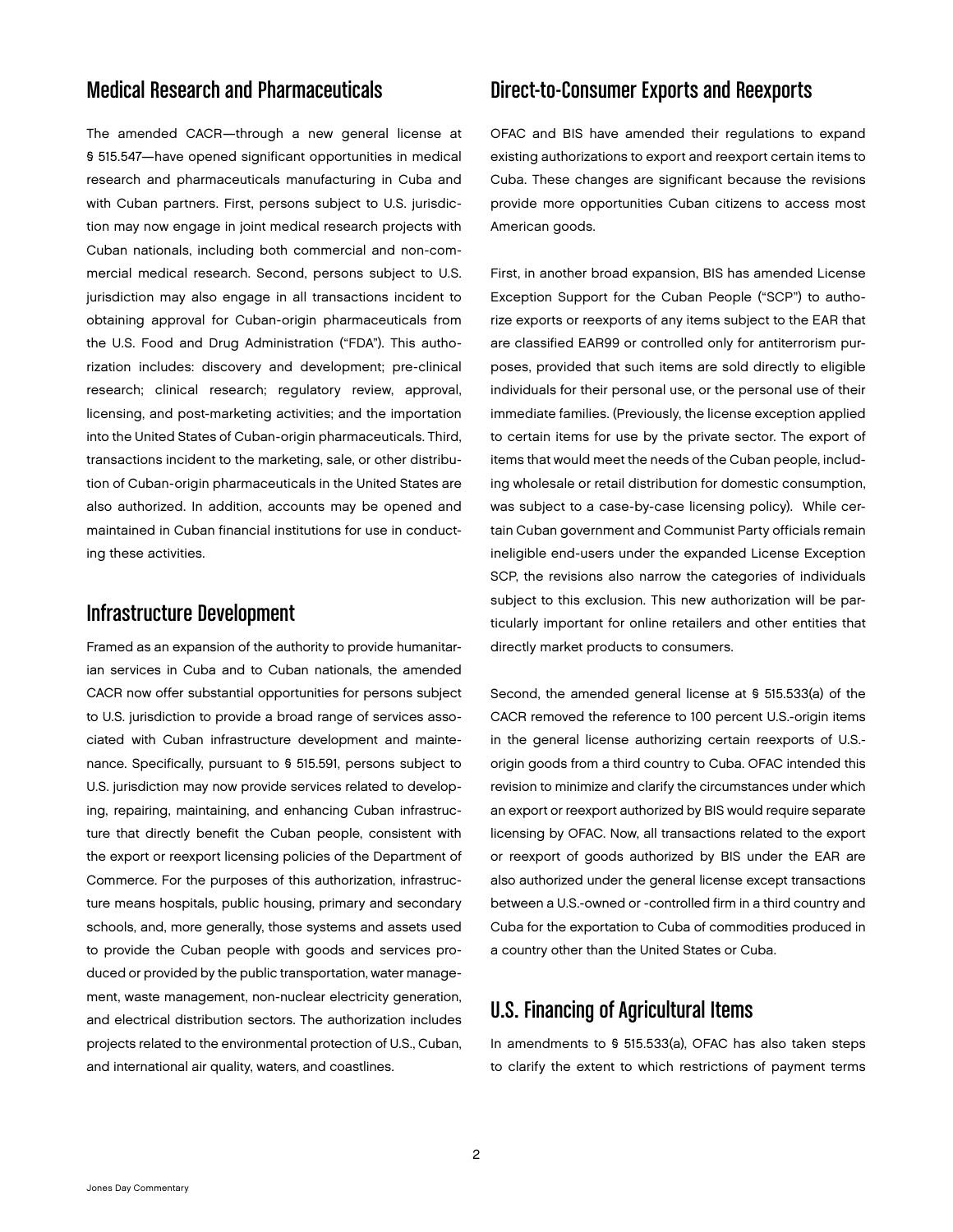## Medical Research and Pharmaceuticals

The amended CACR—through a new general license at § 515.547—have opened significant opportunities in medical research and pharmaceuticals manufacturing in Cuba and with Cuban partners. First, persons subject to U.S. jurisdiction may now engage in joint medical research projects with Cuban nationals, including both commercial and non-commercial medical research. Second, persons subject to U.S. jurisdiction may also engage in all transactions incident to obtaining approval for Cuban-origin pharmaceuticals from the U.S. Food and Drug Administration ("FDA"). This authorization includes: discovery and development; pre-clinical research; clinical research; regulatory review, approval, licensing, and post-marketing activities; and the importation into the United States of Cuban-origin pharmaceuticals. Third, transactions incident to the marketing, sale, or other distribution of Cuban-origin pharmaceuticals in the United States are also authorized. In addition, accounts may be opened and maintained in Cuban financial institutions for use in conducting these activities.

## Infrastructure Development

Framed as an expansion of the authority to provide humanitarian services in Cuba and to Cuban nationals, the amended CACR now offer substantial opportunities for persons subject to U.S. jurisdiction to provide a broad range of services associated with Cuban infrastructure development and maintenance. Specifically, pursuant to § 515.591, persons subject to U.S. jurisdiction may now provide services related to developing, repairing, maintaining, and enhancing Cuban infrastructure that directly benefit the Cuban people, consistent with the export or reexport licensing policies of the Department of Commerce. For the purposes of this authorization, infrastructure means hospitals, public housing, primary and secondary schools, and, more generally, those systems and assets used to provide the Cuban people with goods and services produced or provided by the public transportation, water management, waste management, non-nuclear electricity generation, and electrical distribution sectors. The authorization includes projects related to the environmental protection of U.S., Cuban, and international air quality, waters, and coastlines.

## Direct-to-Consumer Exports and Reexports

OFAC and BIS have amended their regulations to expand existing authorizations to export and reexport certain items to Cuba. These changes are significant because the revisions provide more opportunities Cuban citizens to access most American goods.

First, in another broad expansion, BIS has amended License Exception Support for the Cuban People ("SCP") to authorize exports or reexports of any items subject to the EAR that are classified EAR99 or controlled only for antiterrorism purposes, provided that such items are sold directly to eligible individuals for their personal use, or the personal use of their immediate families. (Previously, the license exception applied to certain items for use by the private sector. The export of items that would meet the needs of the Cuban people, including wholesale or retail distribution for domestic consumption, was subject to a case-by-case licensing policy). While certain Cuban government and Communist Party officials remain ineligible end-users under the expanded License Exception SCP, the revisions also narrow the categories of individuals subject to this exclusion. This new authorization will be particularly important for online retailers and other entities that directly market products to consumers.

Second, the amended general license at § 515.533(a) of the CACR removed the reference to 100 percent U.S.-origin items in the general license authorizing certain reexports of U.S.-origin goods from a third country to Cuba. OFAC intended this revision to minimize and clarify the circumstances under which an export or reexport authorized by BIS would require separate licensing by OFAC. Now, all transactions related to the export or reexport of goods authorized by BIS under the EAR are also authorized under the general license except transactions between a U.S.-owned or -controlled firm in a third country and Cuba for the exportation to Cuba of commodities produced in a country other than the United States or Cuba.

## U.S. Financing of Agricultural Items

In amendments to § 515.533(a), OFAC has also taken steps to clarify the extent to which restrictions of payment terms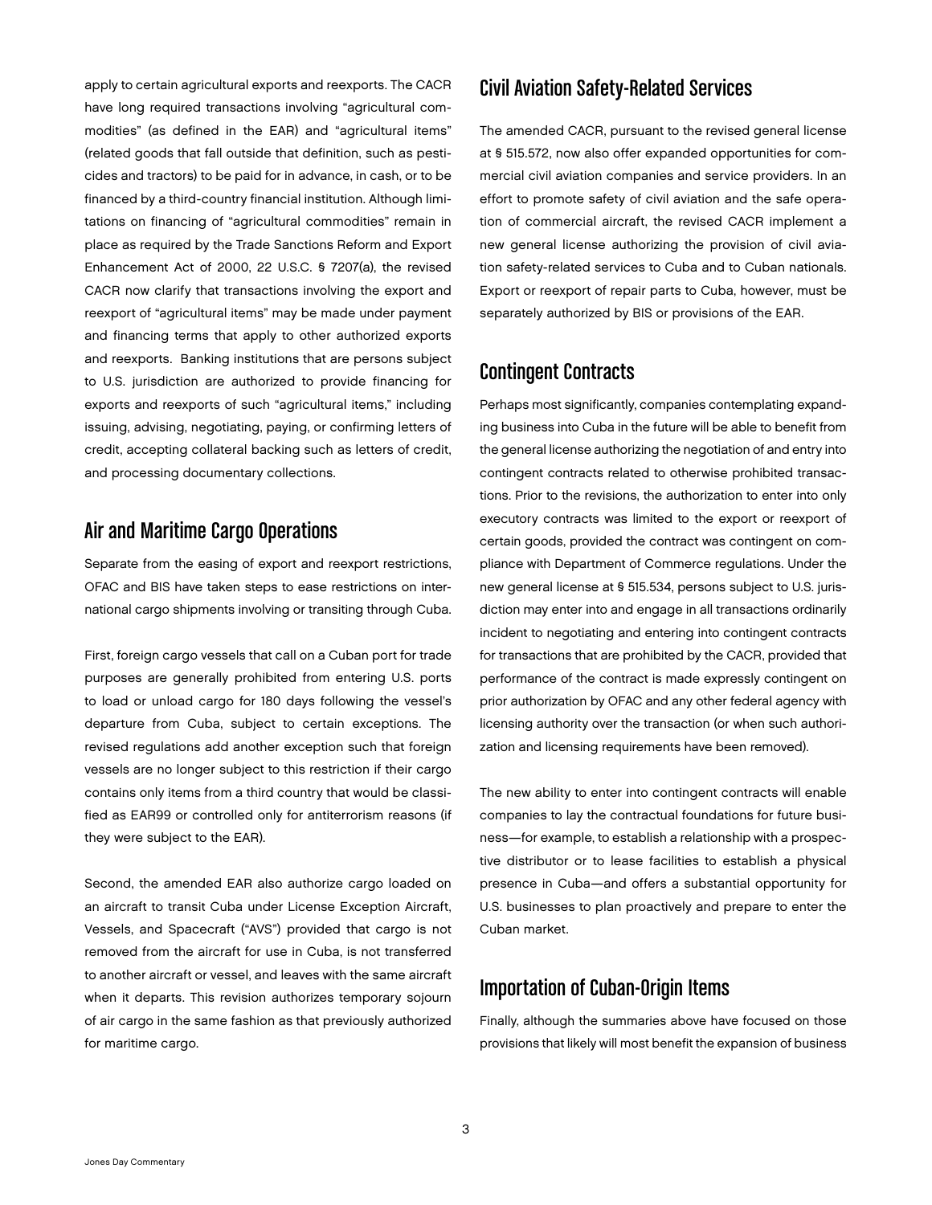apply to certain agricultural exports and reexports. The CACR have long required transactions involving "agricultural commodities" (as defined in the EAR) and "agricultural items" (related goods that fall outside that definition, such as pesticides and tractors) to be paid for in advance, in cash, or to be financed by a third-country financial institution. Although limitations on financing of "agricultural commodities" remain in place as required by the Trade Sanctions Reform and Export Enhancement Act of 2000, 22 U.S.C. § 7207(a), the revised CACR now clarify that transactions involving the export and reexport of "agricultural items" may be made under payment and financing terms that apply to other authorized exports and reexports. Banking institutions that are persons subject to U.S. jurisdiction are authorized to provide financing for exports and reexports of such "agricultural items," including issuing, advising, negotiating, paying, or confirming letters of credit, accepting collateral backing such as letters of credit, and processing documentary collections.

## Air and Maritime Cargo Operations

Separate from the easing of export and reexport restrictions, OFAC and BIS have taken steps to ease restrictions on international cargo shipments involving or transiting through Cuba.

First, foreign cargo vessels that call on a Cuban port for trade purposes are generally prohibited from entering U.S. ports to load or unload cargo for 180 days following the vessel's departure from Cuba, subject to certain exceptions. The revised regulations add another exception such that foreign vessels are no longer subject to this restriction if their cargo contains only items from a third country that would be classified as EAR99 or controlled only for antiterrorism reasons (if they were subject to the EAR).

Second, the amended EAR also authorize cargo loaded on an aircraft to transit Cuba under License Exception Aircraft, Vessels, and Spacecraft ("AVS") provided that cargo is not removed from the aircraft for use in Cuba, is not transferred to another aircraft or vessel, and leaves with the same aircraft when it departs. This revision authorizes temporary sojourn of air cargo in the same fashion as that previously authorized for maritime cargo.

## Civil Aviation Safety-Related Services

The amended CACR, pursuant to the revised general license at § 515.572, now also offer expanded opportunities for commercial civil aviation companies and service providers. In an effort to promote safety of civil aviation and the safe operation of commercial aircraft, the revised CACR implement a new general license authorizing the provision of civil aviation safety-related services to Cuba and to Cuban nationals. Export or reexport of repair parts to Cuba, however, must be separately authorized by BIS or provisions of the EAR.

## Contingent Contracts

Perhaps most significantly, companies contemplating expanding business into Cuba in the future will be able to benefit from the general license authorizing the negotiation of and entry into contingent contracts related to otherwise prohibited transactions. Prior to the revisions, the authorization to enter into only executory contracts was limited to the export or reexport of certain goods, provided the contract was contingent on compliance with Department of Commerce regulations. Under the new general license at § 515.534, persons subject to U.S. jurisdiction may enter into and engage in all transactions ordinarily incident to negotiating and entering into contingent contracts for transactions that are prohibited by the CACR, provided that performance of the contract is made expressly contingent on prior authorization by OFAC and any other federal agency with licensing authority over the transaction (or when such authorization and licensing requirements have been removed).

The new ability to enter into contingent contracts will enable companies to lay the contractual foundations for future business—for example, to establish a relationship with a prospective distributor or to lease facilities to establish a physical presence in Cuba—and offers a substantial opportunity for U.S. businesses to plan proactively and prepare to enter the Cuban market.

## Importation of Cuban-Origin Items

Finally, although the summaries above have focused on those provisions that likely will most benefit the expansion of business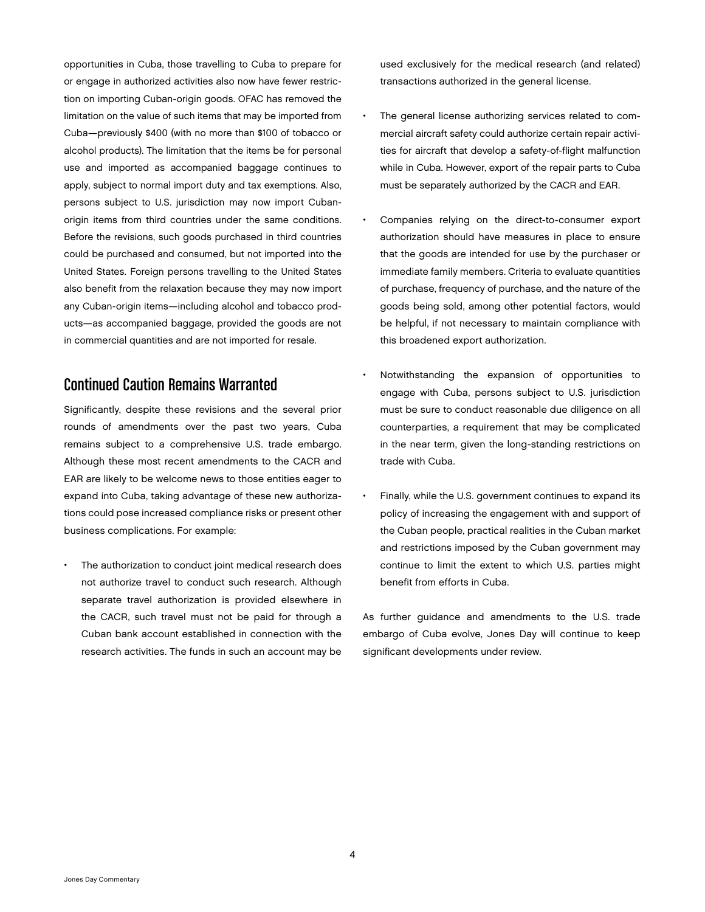opportunities in Cuba, those travelling to Cuba to prepare for or engage in authorized activities also now have fewer restriction on importing Cuban-origin goods. OFAC has removed the limitation on the value of such items that may be imported from Cuba—previously $400 (with no more than $100 of tobacco or alcohol products). The limitation that the items be for personal use and imported as accompanied baggage continues to apply, subject to normal import duty and tax exemptions. Also, persons subject to U.S. jurisdiction may now import Cuban-origin items from third countries under the same conditions. Before the revisions, such goods purchased in third countries could be purchased and consumed, but not imported into the United States. Foreign persons travelling to the United States also benefit from the relaxation because they may now import any Cuban-origin items—including alcohol and tobacco products—as accompanied baggage, provided the goods are not in commercial quantities and are not imported for resale.

## Continued Caution Remains Warranted

Significantly, despite these revisions and the several prior rounds of amendments over the past two years, Cuba remains subject to a comprehensive U.S. trade embargo. Although these most recent amendments to the CACR and EAR are likely to be welcome news to those entities eager to expand into Cuba, taking advantage of these new authorizations could pose increased compliance risks or present other business complications. For example:

- The authorization to conduct joint medical research does not authorize travel to conduct such research. Although separate travel authorization is provided elsewhere in the CACR, such travel must not be paid for through a Cuban bank account established in connection with the research activities. The funds in such an account may be used exclusively for the medical research (and related) transactions authorized in the general license.
- The general license authorizing services related to commercial aircraft safety could authorize certain repair activities for aircraft that develop a safety-of-flight malfunction while in Cuba. However, export of the repair parts to Cuba must be separately authorized by the CACR and EAR.
- Companies relying on the direct-to-consumer export authorization should have measures in place to ensure that the goods are intended for use by the purchaser or immediate family members. Criteria to evaluate quantities of purchase, frequency of purchase, and the nature of the goods being sold, among other potential factors, would be helpful, if not necessary to maintain compliance with this broadened export authorization.
- Notwithstanding the expansion of opportunities to engage with Cuba, persons subject to U.S. jurisdiction must be sure to conduct reasonable due diligence on all counterparties, a requirement that may be complicated in the near term, given the long-standing restrictions on trade with Cuba.
- Finally, while the U.S. government continues to expand its policy of increasing the engagement with and support of the Cuban people, practical realities in the Cuban market and restrictions imposed by the Cuban government may continue to limit the extent to which U.S. parties might benefit from efforts in Cuba.

As further guidance and amendments to the U.S. trade embargo of Cuba evolve, Jones Day will continue to keep significant developments under review.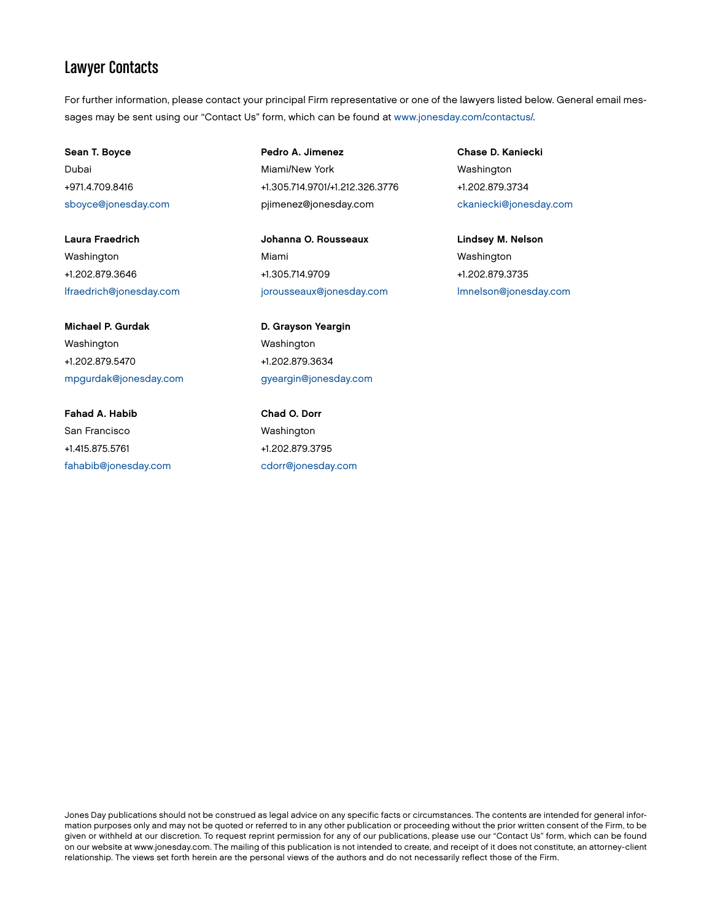## Lawyer Contacts

For further information, please contact your principal Firm representative or one of the lawyers listed below. General email messages may be sent using our "Contact Us" form, which can be found at www.jonesday.com/contactus/.

**Sean T. Boyce**
Dubai
+971.4.709.8416
sboyce@jonesday.com

**Laura Fraedrich**
Washington
+1.202.879.3646
lfraedrich@jonesday.com

**Michael P. Gurdak**
Washington
+1.202.879.5470
mpgurdak@jonesday.com

**Fahad A. Habib**
San Francisco
+1.415.875.5761
fahabib@jonesday.com

**Pedro A. Jimenez**
Miami/New York
+1.305.714.9701/+1.212.326.3776
pjimenez@jonesday.com

**Johanna O. Rousseaux**
Miami
+1.305.714.9709
jorousseaux@jonesday.com

**D. Grayson Yeargin**
Washington
+1.202.879.3634
gyeargin@jonesday.com

**Chad O. Dorr**
Washington
+1.202.879.3795
cdorr@jonesday.com

**Chase D. Kaniecki**
Washington
+1.202.879.3734
ckaniecki@jonesday.com

**Lindsey M. Nelson**
Washington
+1.202.879.3735
lmnelson@jonesday.com

Jones Day publications should not be construed as legal advice on any specific facts or circumstances. The contents are intended for general information purposes only and may not be quoted or referred to in any other publication or proceeding without the prior written consent of the Firm, to be given or withheld at our discretion. To request reprint permission for any of our publications, please use our "Contact Us" form, which can be found on our website at www.jonesday.com. The mailing of this publication is not intended to create, and receipt of it does not constitute, an attorney-client relationship. The views set forth herein are the personal views of the authors and do not necessarily reflect those of the Firm.